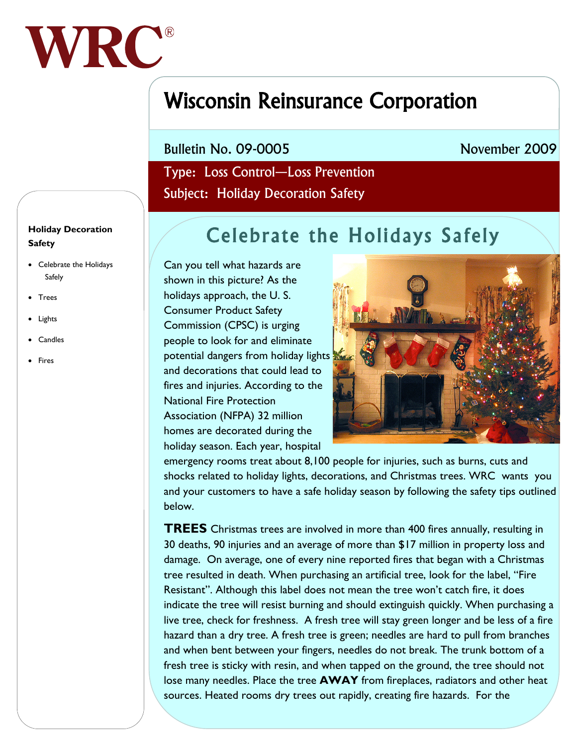WRC®

# Wisconsin Reinsurance Corporation

Bulletin No. 09-0005 November 2009

Type: Loss Control—Loss Prevention

Subject: Holiday Decoration Safety

**Holiday Decoration Safety**

- Celebrate the Holidays Safely
- Trees
- Lights
- Candles
- Fires

## Celebrate the Holidays Safely

Can you tell what hazards are shown in this picture? As the holidays approach, the U. S. Consumer Product Safety Commission (CPSC) is urging people to look for and eliminate potential dangers from holiday lights and decorations that could lead to fires and injuries. According to the National Fire Protection Association (NFPA) 32 million homes are decorated during the holiday season. Each year, hospital emergency rooms treat about 8,100 people for injuries, such as burns, cuts and shocks related to holiday lights, decorations, and Christmas trees. WRC wants you and your customers to have a safe holiday season by following the safety tips outlined below.

**TREES** Christmas trees are involved in more than 400 fires annually, resulting in 30 deaths, 90 injuries and an average of more than $17 million in property loss and damage. On average, one of every nine reported fires that began with a Christmas tree resulted in death. When purchasing an artificial tree, look for the label, "Fire Resistant". Although this label does not mean the tree won't catch fire, it does indicate the tree will resist burning and should extinguish quickly. When purchasing a live tree, check for freshness. A fresh tree will stay green longer and be less of a fire hazard than a dry tree. A fresh tree is green; needles are hard to pull from branches and when bent between your fingers, needles do not break. The trunk bottom of a fresh tree is sticky with resin, and when tapped on the ground, the tree should not lose many needles. Place the tree **AWAY** from fireplaces, radiators and other heat sources. Heated rooms dry trees out rapidly, creating fire hazards. For the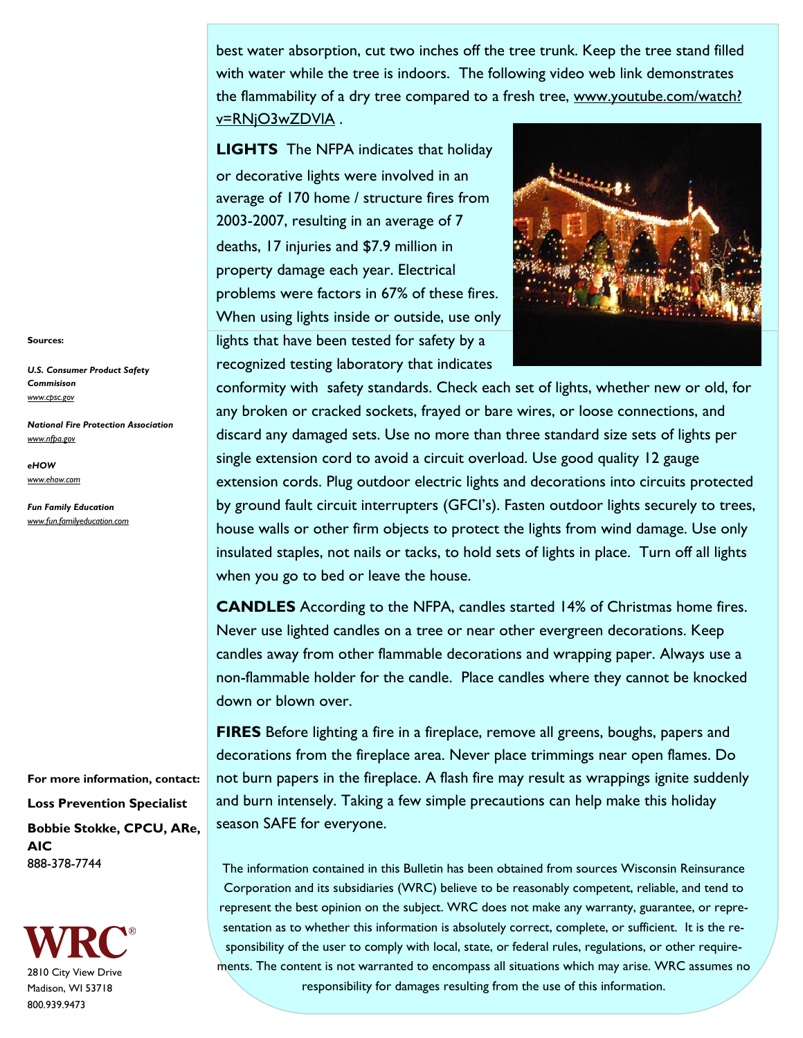best water absorption, cut two inches off the tree trunk. Keep the tree stand filled with water while the tree is indoors. The following video web link demonstrates the flammability of a dry tree compared to a fresh tree, www.youtube.com/watch?v=RNjO3wZDVIA .

**LIGHTS** The NFPA indicates that holiday or decorative lights were involved in an average of 170 home / structure fires from 2003-2007, resulting in an average of 7 deaths, 17 injuries and $7.9 million in property damage each year. Electrical problems were factors in 67% of these fires. When using lights inside or outside, use only lights that have been tested for safety by a recognized testing laboratory that indicates conformity with safety standards. Check each set of lights, whether new or old, for any broken or cracked sockets, frayed or bare wires, or loose connections, and discard any damaged sets. Use no more than three standard size sets of lights per single extension cord to avoid a circuit overload. Use good quality 12 gauge extension cords. Plug outdoor electric lights and decorations into circuits protected by ground fault circuit interrupters (GFCI's). Fasten outdoor lights securely to trees, house walls or other firm objects to protect the lights from wind damage. Use only insulated staples, not nails or tacks, to hold sets of lights in place. Turn off all lights when you go to bed or leave the house.

**CANDLES** According to the NFPA, candles started 14% of Christmas home fires. Never use lighted candles on a tree or near other evergreen decorations. Keep candles away from other flammable decorations and wrapping paper. Always use a non-flammable holder for the candle. Place candles where they cannot be knocked down or blown over.

**FIRES** Before lighting a fire in a fireplace, remove all greens, boughs, papers and decorations from the fireplace area. Never place trimmings near open flames. Do not burn papers in the fireplace. A flash fire may result as wrappings ignite suddenly and burn intensely. Taking a few simple precautions can help make this holiday season SAFE for everyone.

The information contained in this Bulletin has been obtained from sources Wisconsin Reinsurance Corporation and its subsidiaries (WRC) believe to be reasonably competent, reliable, and tend to represent the best opinion on the subject. WRC does not make any warranty, guarantee, or representation as to whether this information is absolutely correct, complete, or sufficient. It is the responsibility of the user to comply with local, state, or federal rules, regulations, or other requirements. The content is not warranted to encompass all situations which may arise. WRC assumes no responsibility for damages resulting from the use of this information.

**Sources:**

***U.S. Consumer Product Safety Commisison***
www.cpsc.gov

***National Fire Protection Association***
www.nfpa.gov

***eHOW***
www.ehow.com

***Fun Family Education***
www.fun.familyeducation.com

**For more information, contact:**

**Loss Prevention Specialist**

**Bobbie Stokke, CPCU, ARe, AIC**
888-378-7744

WRC®

2810 City View Drive
Madison, WI 53718
800.939.9473